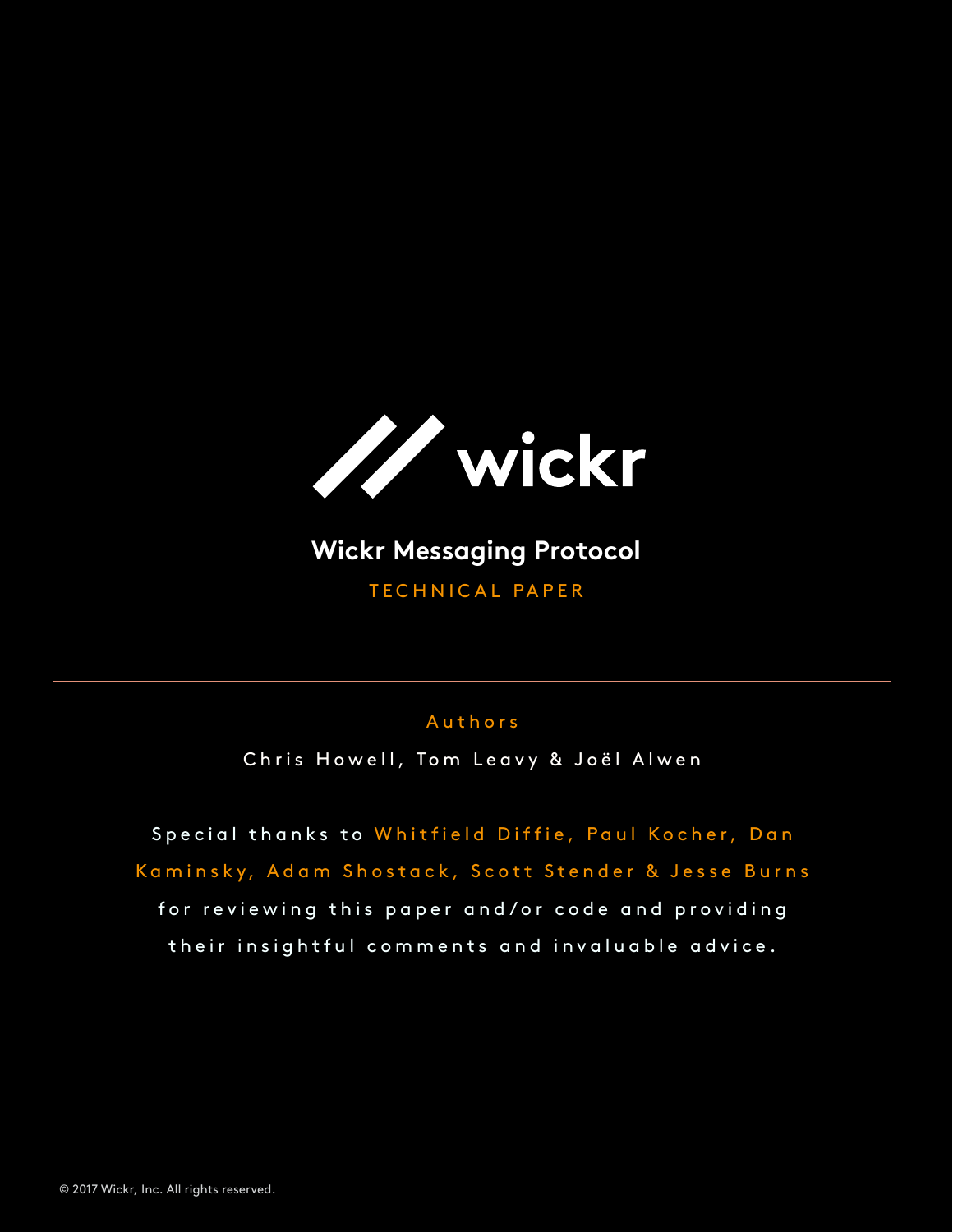wickr

# Wickr Messaging Protocol

TECHNICAL PAPER

---

Authors

Chris Howell, Tom Leavy & Joël Alwen

Special thanks to Whitfield Diffie, Paul Kocher, Dan Kaminsky, Adam Shostack, Scott Stender & Jesse Burns for reviewing this paper and/or code and providing their insightful comments and invaluable advice.

© 2017 Wickr, Inc. All rights reserved.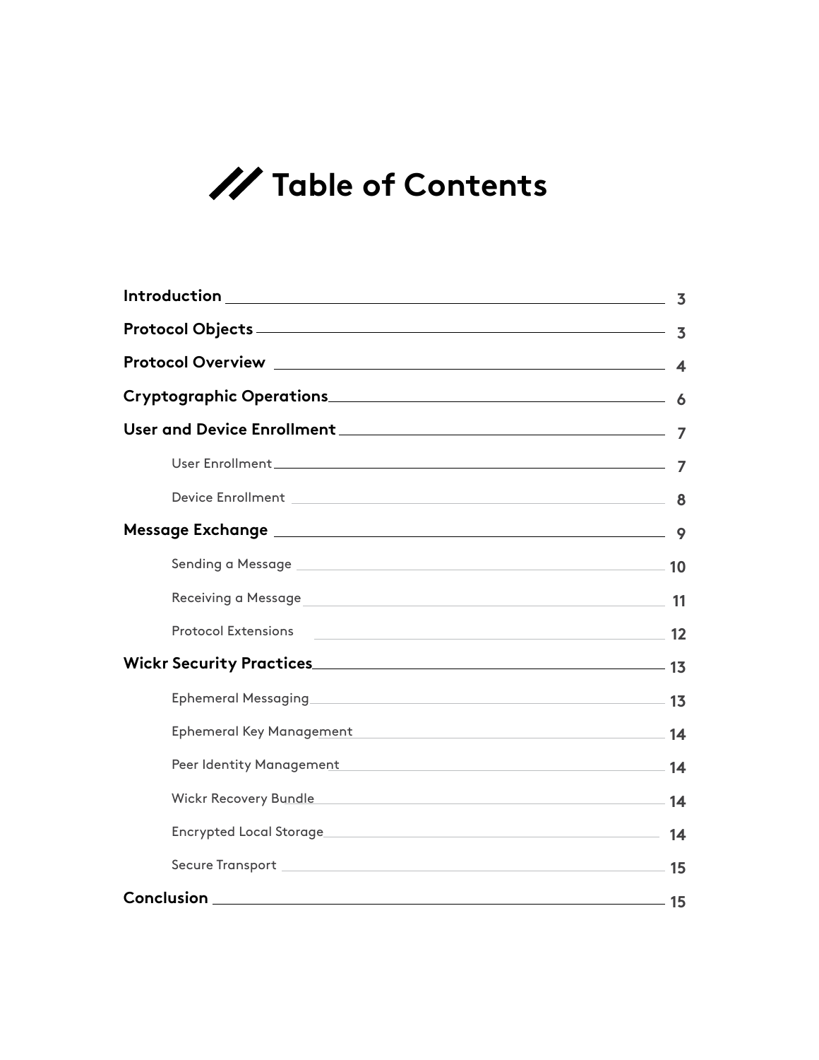# Table of Contents

- **Introduction** — 3
- **Protocol Objects** — 3
- **Protocol Overview** — 4
- **Cryptographic Operations** — 6
- **User and Device Enrollment** — 7
  - User Enrollment — 7
  - Device Enrollment — 8
- **Message Exchange** — 9
  - Sending a Message — 10
  - Receiving a Message — 11
  - Protocol Extensions — 12
- **Wickr Security Practices** — 13
  - Ephemeral Messaging — 13
  - Ephemeral Key Management — 14
  - Peer Identity Management — 14
  - Wickr Recovery Bundle — 14
  - Encrypted Local Storage — 14
  - Secure Transport — 15
- **Conclusion** — 15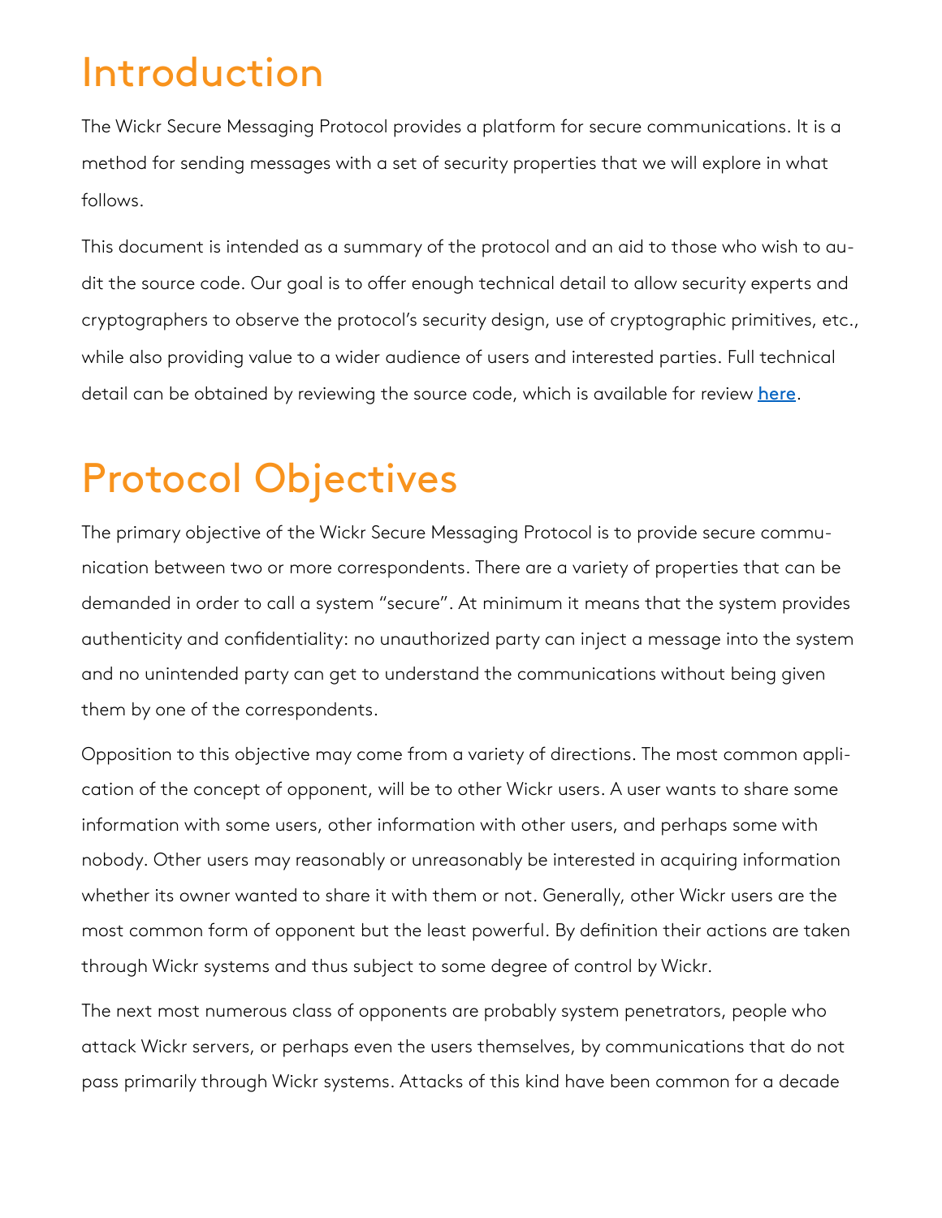# Introduction

The Wickr Secure Messaging Protocol provides a platform for secure communications. It is a method for sending messages with a set of security properties that we will explore in what follows.

This document is intended as a summary of the protocol and an aid to those who wish to audit the source code. Our goal is to offer enough technical detail to allow security experts and cryptographers to observe the protocol's security design, use of cryptographic primitives, etc., while also providing value to a wider audience of users and interested parties. Full technical detail can be obtained by reviewing the source code, which is available for review **here**.

# Protocol Objectives

The primary objective of the Wickr Secure Messaging Protocol is to provide secure communication between two or more correspondents. There are a variety of properties that can be demanded in order to call a system "secure". At minimum it means that the system provides authenticity and confidentiality: no unauthorized party can inject a message into the system and no unintended party can get to understand the communications without being given them by one of the correspondents.

Opposition to this objective may come from a variety of directions. The most common application of the concept of opponent, will be to other Wickr users. A user wants to share some information with some users, other information with other users, and perhaps some with nobody. Other users may reasonably or unreasonably be interested in acquiring information whether its owner wanted to share it with them or not. Generally, other Wickr users are the most common form of opponent but the least powerful. By definition their actions are taken through Wickr systems and thus subject to some degree of control by Wickr.

The next most numerous class of opponents are probably system penetrators, people who attack Wickr servers, or perhaps even the users themselves, by communications that do not pass primarily through Wickr systems. Attacks of this kind have been common for a decade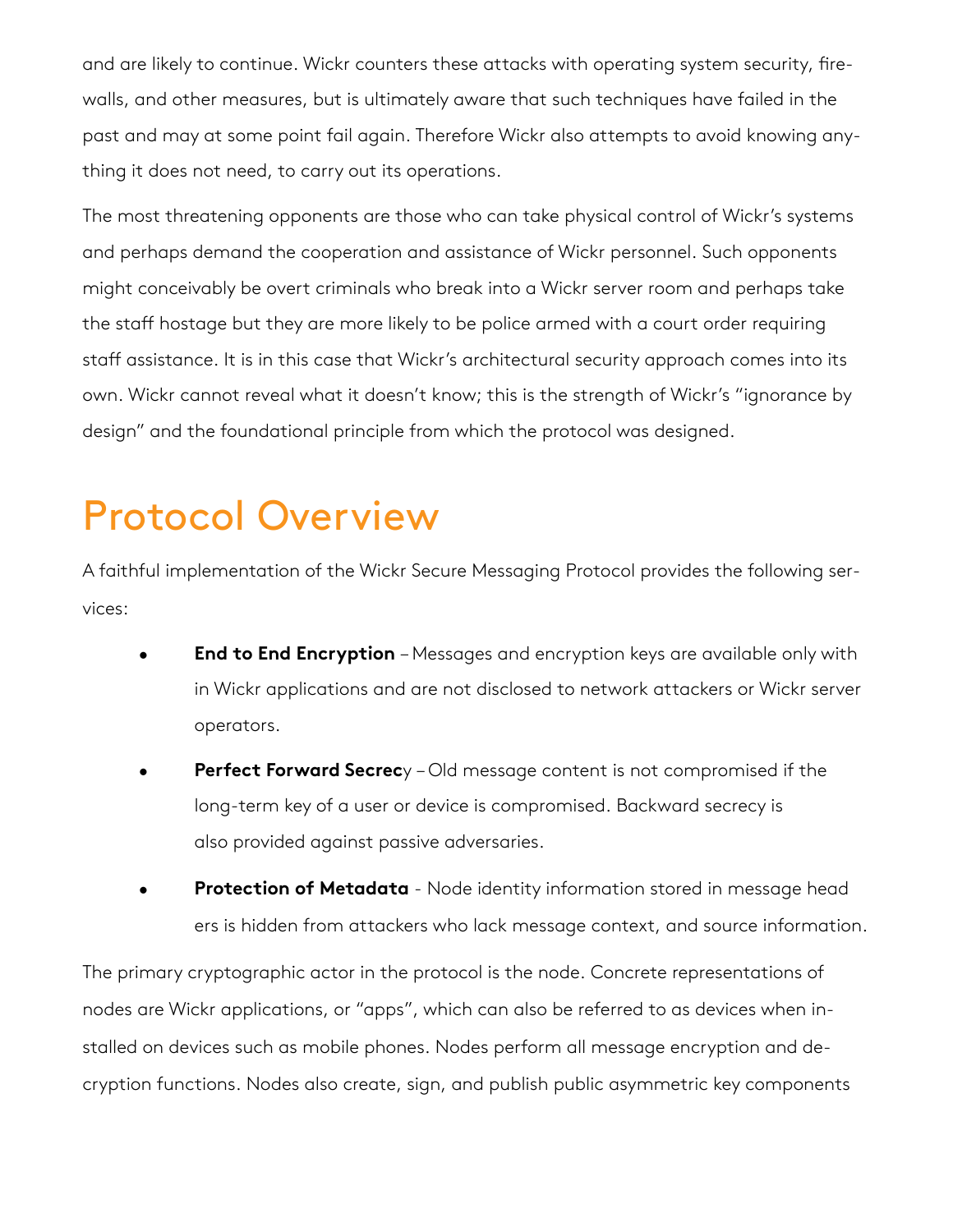and are likely to continue. Wickr counters these attacks with operating system security, firewalls, and other measures, but is ultimately aware that such techniques have failed in the past and may at some point fail again. Therefore Wickr also attempts to avoid knowing anything it does not need, to carry out its operations.

The most threatening opponents are those who can take physical control of Wickr's systems and perhaps demand the cooperation and assistance of Wickr personnel. Such opponents might conceivably be overt criminals who break into a Wickr server room and perhaps take the staff hostage but they are more likely to be police armed with a court order requiring staff assistance. It is in this case that Wickr's architectural security approach comes into its own. Wickr cannot reveal what it doesn't know; this is the strength of Wickr's "ignorance by design" and the foundational principle from which the protocol was designed.

# Protocol Overview

A faithful implementation of the Wickr Secure Messaging Protocol provides the following services:

- **End to End Encryption** – Messages and encryption keys are available only with in Wickr applications and are not disclosed to network attackers or Wickr server operators.
- **Perfect Forward Secrecy** – Old message content is not compromised if the long-term key of a user or device is compromised. Backward secrecy is also provided against passive adversaries.
- **Protection of Metadata** - Node identity information stored in message headers is hidden from attackers who lack message context, and source information.

The primary cryptographic actor in the protocol is the node. Concrete representations of nodes are Wickr applications, or "apps", which can also be referred to as devices when installed on devices such as mobile phones. Nodes perform all message encryption and decryption functions. Nodes also create, sign, and publish public asymmetric key components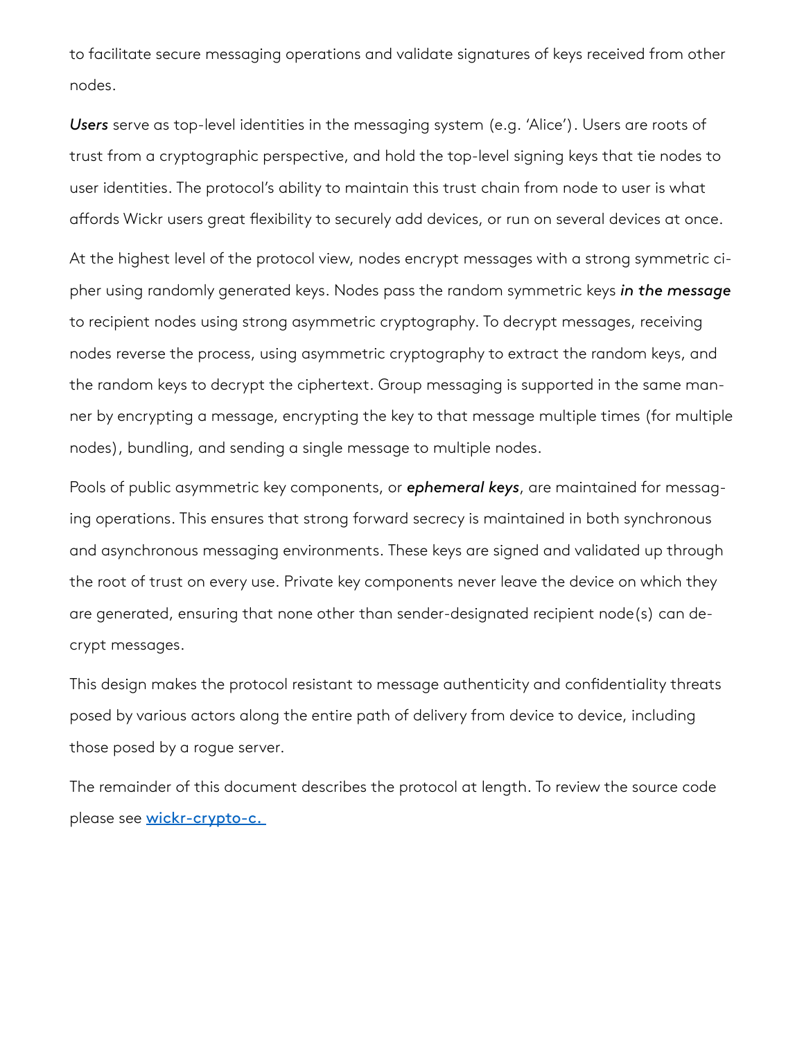to facilitate secure messaging operations and validate signatures of keys received from other nodes.

***Users*** serve as top-level identities in the messaging system (e.g. 'Alice'). Users are roots of trust from a cryptographic perspective, and hold the top-level signing keys that tie nodes to user identities. The protocol's ability to maintain this trust chain from node to user is what affords Wickr users great flexibility to securely add devices, or run on several devices at once.

At the highest level of the protocol view, nodes encrypt messages with a strong symmetric cipher using randomly generated keys. Nodes pass the random symmetric keys ***in the message*** to recipient nodes using strong asymmetric cryptography. To decrypt messages, receiving nodes reverse the process, using asymmetric cryptography to extract the random keys, and the random keys to decrypt the ciphertext. Group messaging is supported in the same manner by encrypting a message, encrypting the key to that message multiple times (for multiple nodes), bundling, and sending a single message to multiple nodes.

Pools of public asymmetric key components, or ***ephemeral keys***, are maintained for messaging operations. This ensures that strong forward secrecy is maintained in both synchronous and asynchronous messaging environments. These keys are signed and validated up through the root of trust on every use. Private key components never leave the device on which they are generated, ensuring that none other than sender-designated recipient node(s) can decrypt messages.

This design makes the protocol resistant to message authenticity and confidentiality threats posed by various actors along the entire path of delivery from device to device, including those posed by a rogue server.

The remainder of this document describes the protocol at length. To review the source code please see wickr-crypto-c.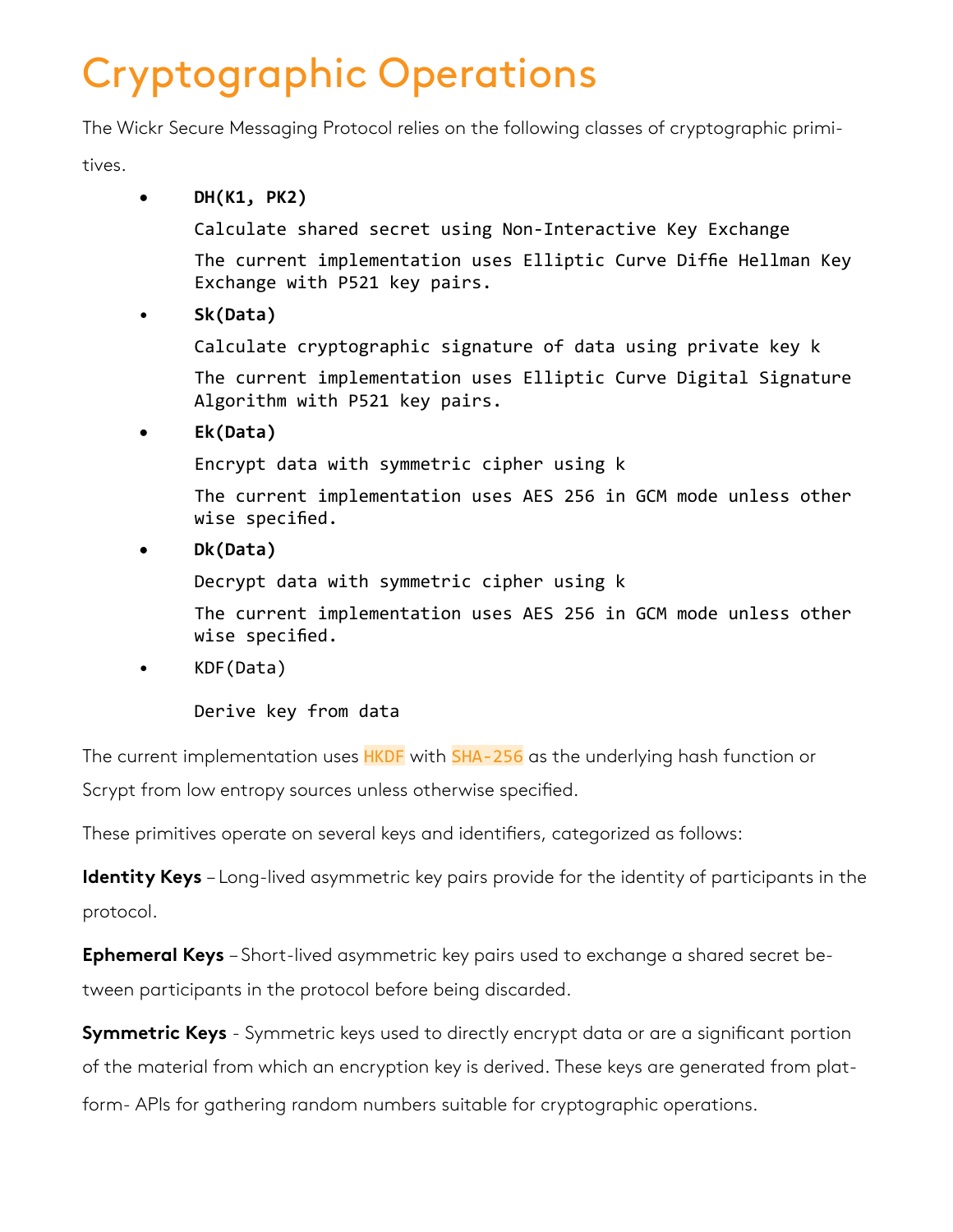# Cryptographic Operations

The Wickr Secure Messaging Protocol relies on the following classes of cryptographic primitives.

- **`DH(K1, PK2)`**

  `Calculate shared secret using Non-Interactive Key Exchange`

  `The current implementation uses Elliptic Curve Diffie Hellman Key Exchange with P521 key pairs.`

- **`Sk(Data)`**

  `Calculate cryptographic signature of data using private key k`

  `The current implementation uses Elliptic Curve Digital Signature Algorithm with P521 key pairs.`

- **`Ek(Data)`**

  `Encrypt data with symmetric cipher using k`

  `The current implementation uses AES 256 in GCM mode unless other wise specified.`

- **`Dk(Data)`**

  `Decrypt data with symmetric cipher using k`

  `The current implementation uses AES 256 in GCM mode unless other wise specified.`

- `KDF(Data)`

  `Derive key from data`

The current implementation uses HKDF with SHA-256 as the underlying hash function or Scrypt from low entropy sources unless otherwise specified.

These primitives operate on several keys and identifiers, categorized as follows:

**Identity Keys** – Long-lived asymmetric key pairs provide for the identity of participants in the protocol.

**Ephemeral Keys** – Short-lived asymmetric key pairs used to exchange a shared secret between participants in the protocol before being discarded.

**Symmetric Keys** - Symmetric keys used to directly encrypt data or are a significant portion of the material from which an encryption key is derived. These keys are generated from platform- APIs for gathering random numbers suitable for cryptographic operations.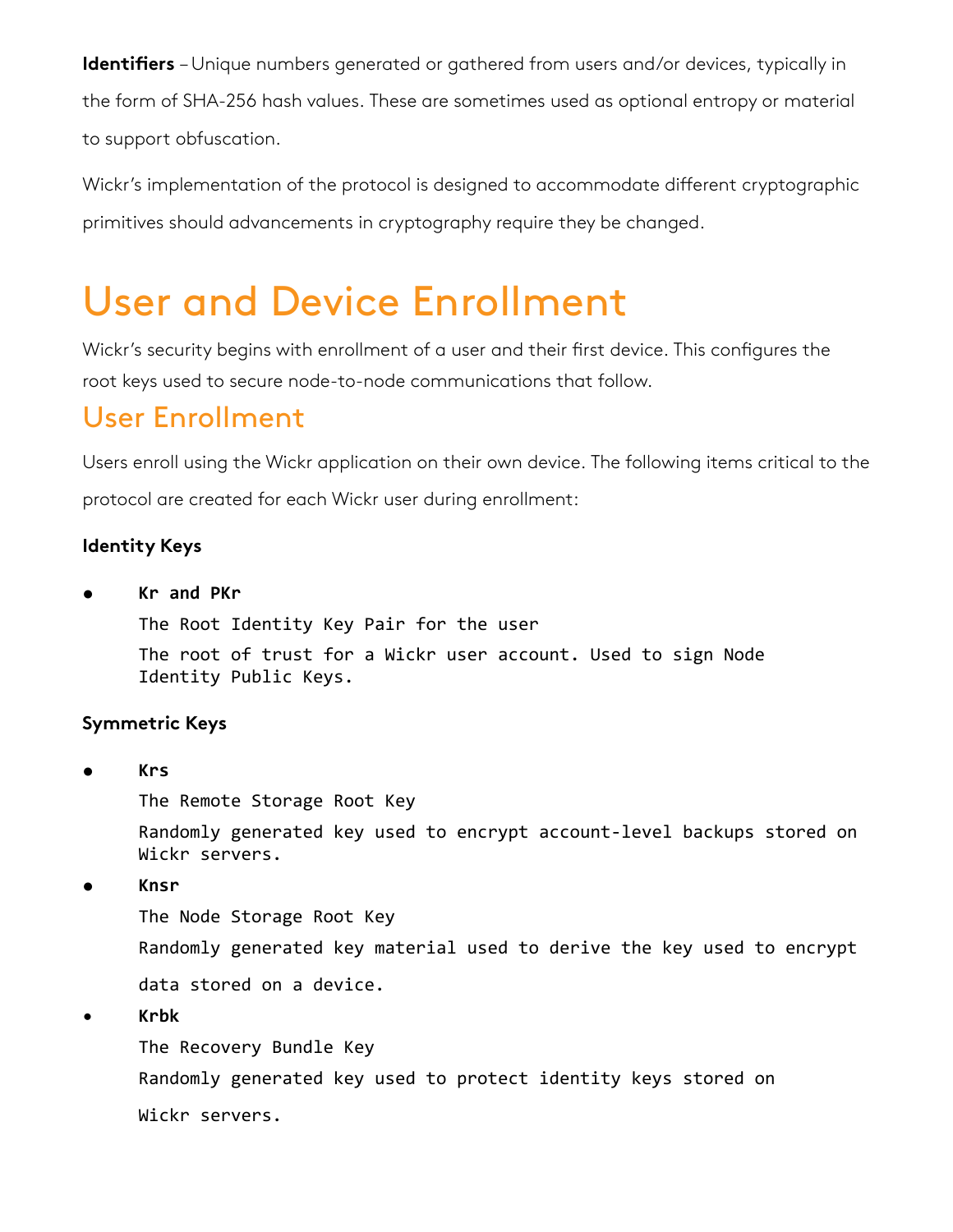**Identifiers** – Unique numbers generated or gathered from users and/or devices, typically in the form of SHA-256 hash values. These are sometimes used as optional entropy or material to support obfuscation.

Wickr's implementation of the protocol is designed to accommodate different cryptographic primitives should advancements in cryptography require they be changed.

# User and Device Enrollment

Wickr's security begins with enrollment of a user and their first device. This configures the root keys used to secure node-to-node communications that follow.

## User Enrollment

Users enroll using the Wickr application on their own device. The following items critical to the protocol are created for each Wickr user during enrollment:

**Identity Keys**

- **Kr and PKr**

  The Root Identity Key Pair for the user

  The root of trust for a Wickr user account. Used to sign Node Identity Public Keys.

**Symmetric Keys**

- **Krs**

  The Remote Storage Root Key

  Randomly generated key used to encrypt account-level backups stored on Wickr servers.

- **Knsr**

  The Node Storage Root Key

  Randomly generated key material used to derive the key used to encrypt data stored on a device.

- **Krbk**

  The Recovery Bundle Key

  Randomly generated key used to protect identity keys stored on Wickr servers.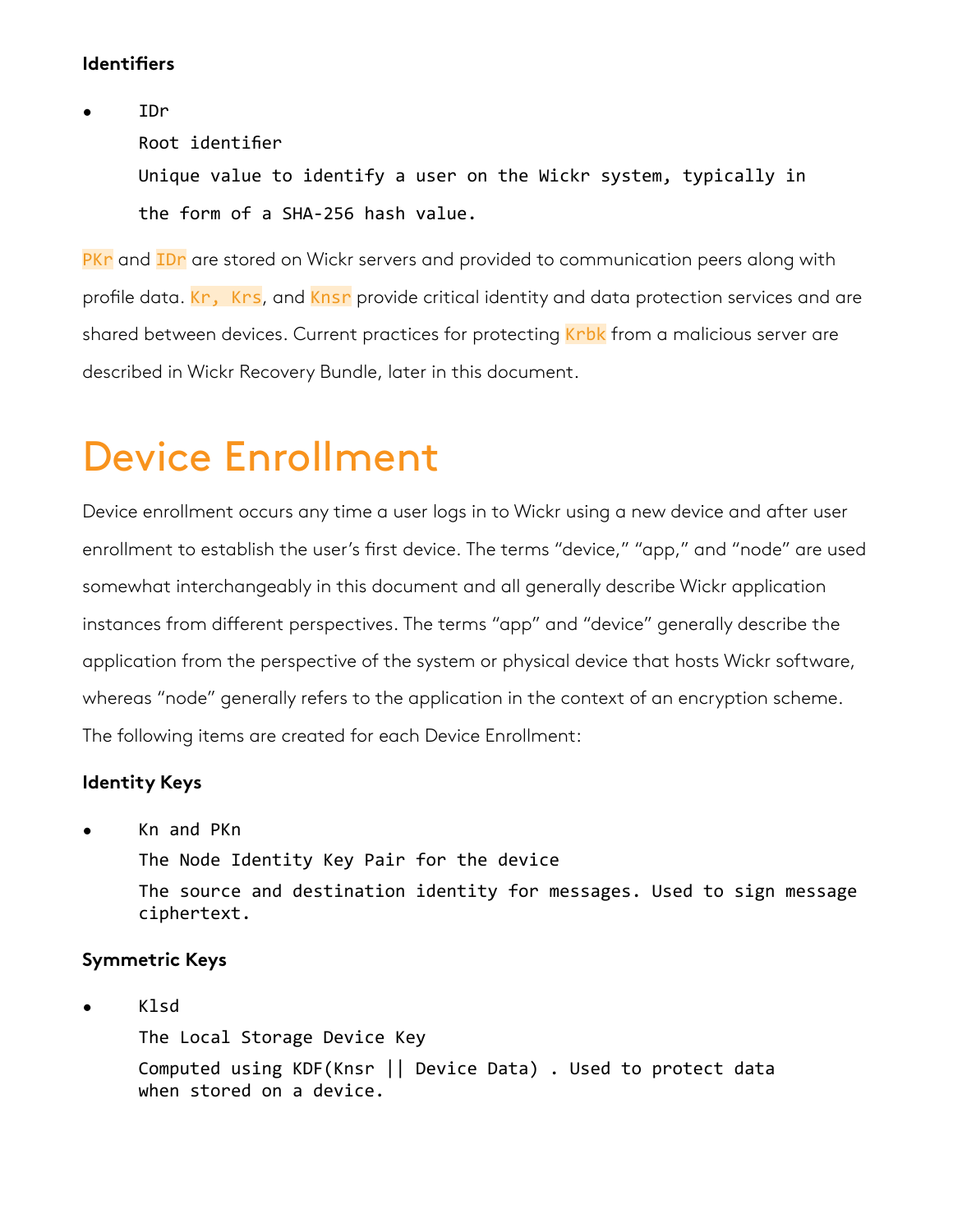**Identifiers**

- IDr
  Root identifier
  Unique value to identify a user on the Wickr system, typically in the form of a SHA-256 hash value.

`PKr` and `IDr` are stored on Wickr servers and provided to communication peers along with profile data. `Kr, Krs`, and `Knsr` provide critical identity and data protection services and are shared between devices. Current practices for protecting `Krbk` from a malicious server are described in Wickr Recovery Bundle, later in this document.

# Device Enrollment

Device enrollment occurs any time a user logs in to Wickr using a new device and after user enrollment to establish the user's first device. The terms "device," "app," and "node" are used somewhat interchangeably in this document and all generally describe Wickr application instances from different perspectives. The terms "app" and "device" generally describe the application from the perspective of the system or physical device that hosts Wickr software, whereas "node" generally refers to the application in the context of an encryption scheme. The following items are created for each Device Enrollment:

**Identity Keys**

- Kn and PKn
  The Node Identity Key Pair for the device
  The source and destination identity for messages. Used to sign message ciphertext.

**Symmetric Keys**

- Klsd
  The Local Storage Device Key
  Computed using KDF(Knsr || Device Data) . Used to protect data when stored on a device.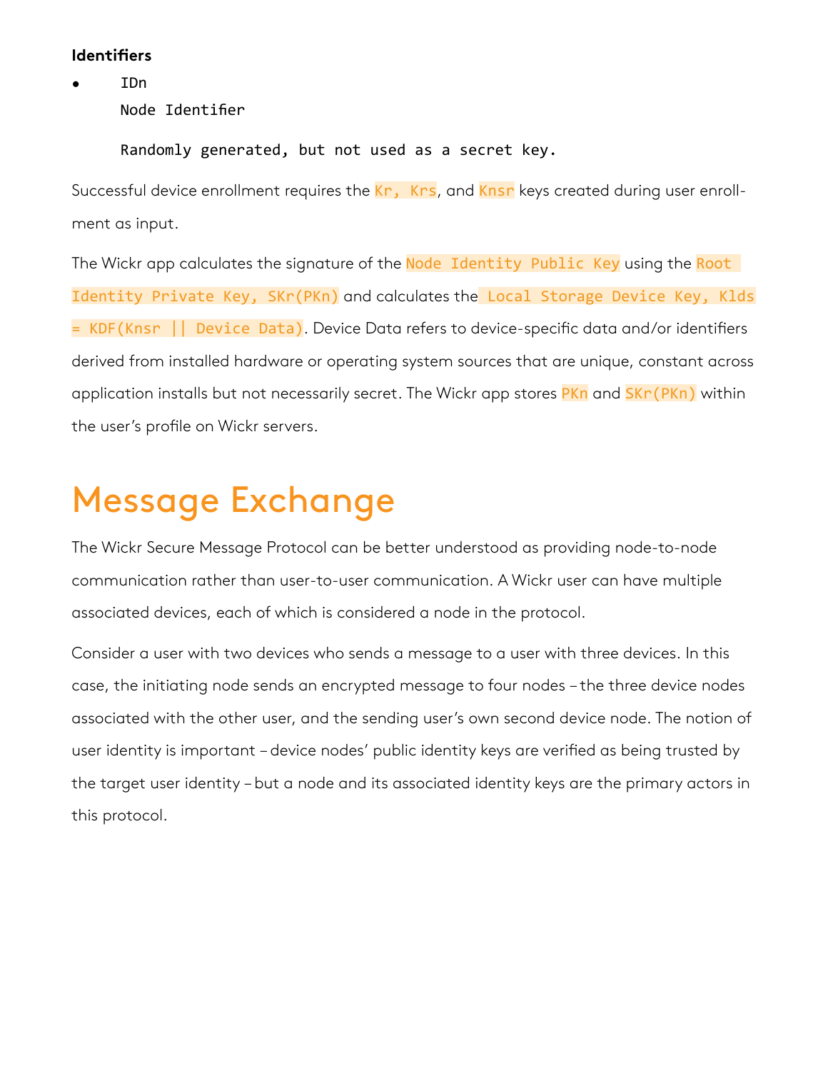**Identifiers**

- `IDn`

  `Node Identifier`

  `Randomly generated, but not used as a secret key.`

Successful device enrollment requires the `Kr, Krs`, and `Knsr` keys created during user enrollment as input.

The Wickr app calculates the signature of the `Node Identity Public Key` using the `Root Identity Private Key, SKr(PKn)` and calculates the `Local Storage Device Key, Klds = KDF(Knsr || Device Data)`. Device Data refers to device-specific data and/or identifiers derived from installed hardware or operating system sources that are unique, constant across application installs but not necessarily secret. The Wickr app stores `PKn` and `SKr(PKn)` within the user's profile on Wickr servers.

# Message Exchange

The Wickr Secure Message Protocol can be better understood as providing node-to-node communication rather than user-to-user communication. A Wickr user can have multiple associated devices, each of which is considered a node in the protocol.

Consider a user with two devices who sends a message to a user with three devices. In this case, the initiating node sends an encrypted message to four nodes – the three device nodes associated with the other user, and the sending user's own second device node. The notion of user identity is important – device nodes' public identity keys are verified as being trusted by the target user identity – but a node and its associated identity keys are the primary actors in this protocol.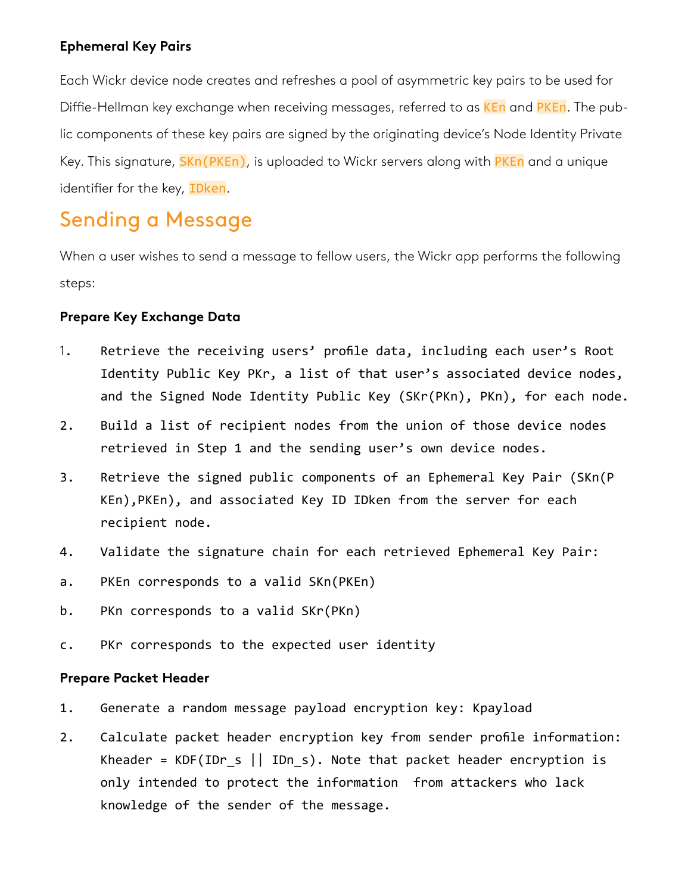### Ephemeral Key Pairs

Each Wickr device node creates and refreshes a pool of asymmetric key pairs to be used for Diffie-Hellman key exchange when receiving messages, referred to as `KEn` and `PKEn`. The public components of these key pairs are signed by the originating device's Node Identity Private Key. This signature, `SKn(PKEn)`, is uploaded to Wickr servers along with `PKEn` and a unique identifier for the key, `IDken`.

## Sending a Message

When a user wishes to send a message to fellow users, the Wickr app performs the following steps:

### Prepare Key Exchange Data

1. Retrieve the receiving users' profile data, including each user's Root Identity Public Key PKr, a list of that user's associated device nodes, and the Signed Node Identity Public Key (SKr(PKn), PKn), for each node.
2. Build a list of recipient nodes from the union of those device nodes retrieved in Step 1 and the sending user's own device nodes.
3. Retrieve the signed public components of an Ephemeral Key Pair (SKn(PKEn),PKEn), and associated Key ID IDken from the server for each recipient node.
4. Validate the signature chain for each retrieved Ephemeral Key Pair:

a. PKEn corresponds to a valid SKn(PKEn)

b. PKn corresponds to a valid SKr(PKn)

c. PKr corresponds to the expected user identity

### Prepare Packet Header

1. Generate a random message payload encryption key: Kpayload
2. Calculate packet header encryption key from sender profile information: Kheader = KDF(IDr_s || IDn_s). Note that packet header encryption is only intended to protect the information from attackers who lack knowledge of the sender of the message.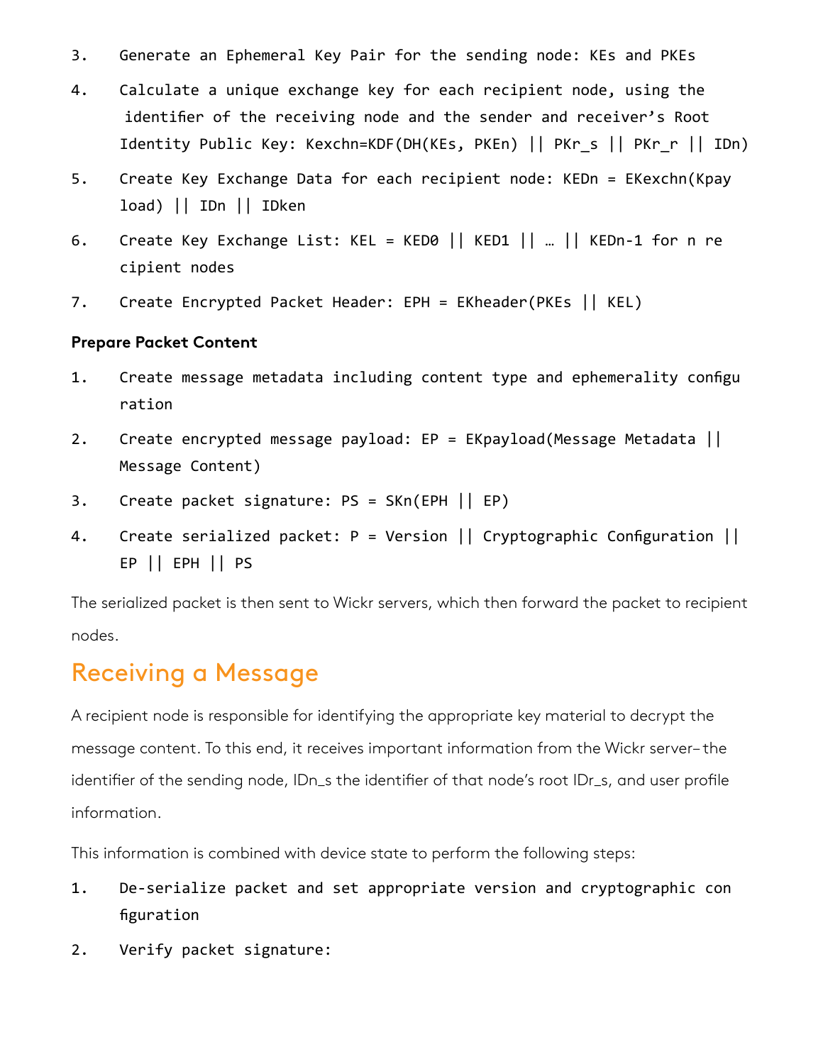3. Generate an Ephemeral Key Pair for the sending node: KEs and PKEs

4. Calculate a unique exchange key for each recipient node, using the identifier of the receiving node and the sender and receiver's Root Identity Public Key: Kexchn=KDF(DH(KEs, PKEn) || PKr_s || PKr_r || IDn)

5. Create Key Exchange Data for each recipient node: KEDn = EKexchn(Kpayload) || IDn || IDken

6. Create Key Exchange List: KEL = KED0 || KED1 || … || KEDn-1 for n recipient nodes

7. Create Encrypted Packet Header: EPH = EKheader(PKEs || KEL)

**Prepare Packet Content**

1. Create message metadata including content type and ephemerality configuration

2. Create encrypted message payload: EP = EKpayload(Message Metadata || Message Content)

3. Create packet signature: PS = SKn(EPH || EP)

4. Create serialized packet: P = Version || Cryptographic Configuration || EP || EPH || PS

The serialized packet is then sent to Wickr servers, which then forward the packet to recipient nodes.

## Receiving a Message

A recipient node is responsible for identifying the appropriate key material to decrypt the message content. To this end, it receives important information from the Wickr server– the identifier of the sending node, IDn_s the identifier of that node's root IDr_s, and user profile information.

This information is combined with device state to perform the following steps:

1. De-serialize packet and set appropriate version and cryptographic configuration

2. Verify packet signature: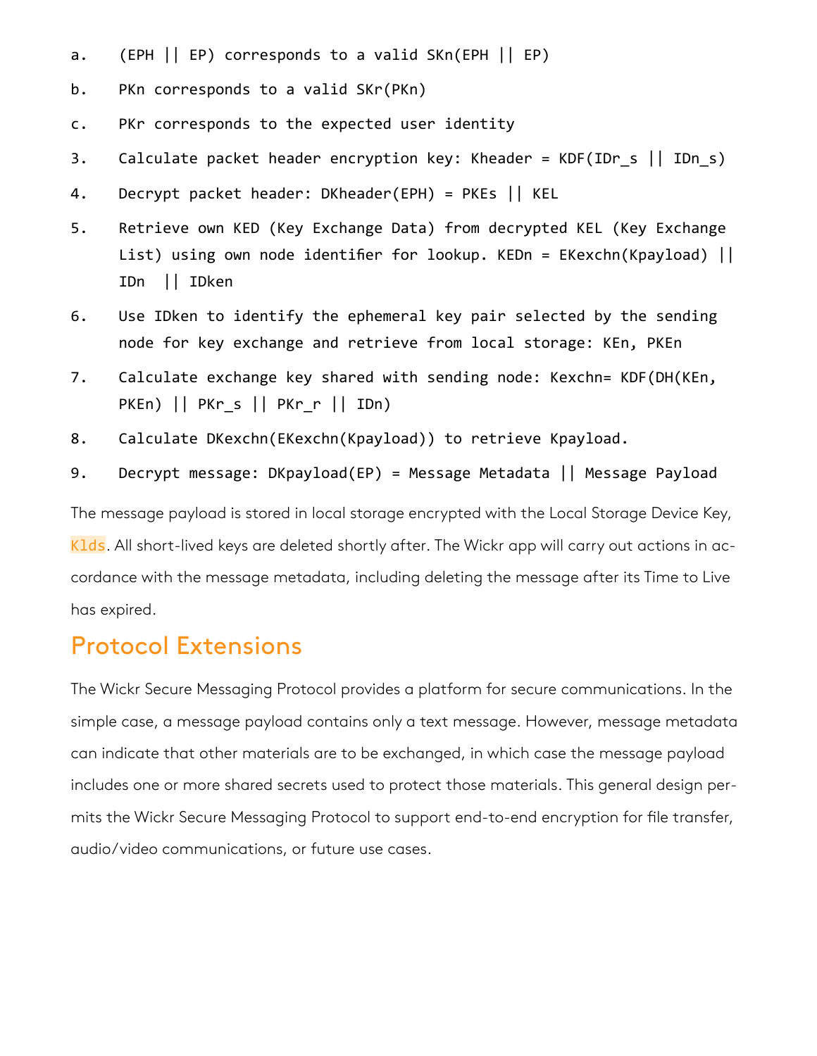a. (EPH || EP) corresponds to a valid SKn(EPH || EP)

b. PKn corresponds to a valid SKr(PKn)

c. PKr corresponds to the expected user identity

3. Calculate packet header encryption key: Kheader = KDF(IDr_s || IDn_s)

4. Decrypt packet header: DKheader(EPH) = PKEs || KEL

5. Retrieve own KED (Key Exchange Data) from decrypted KEL (Key Exchange List) using own node identifier for lookup. KEDn = EKexchn(Kpayload) || IDn || IDken

6. Use IDken to identify the ephemeral key pair selected by the sending node for key exchange and retrieve from local storage: KEn, PKEn

7. Calculate exchange key shared with sending node: Kexchn= KDF(DH(KEn, PKEn) || PKr_s || PKr_r || IDn)

8. Calculate DKexchn(EKexchn(Kpayload)) to retrieve Kpayload.

9. Decrypt message: DKpayload(EP) = Message Metadata || Message Payload

The message payload is stored in local storage encrypted with the Local Storage Device Key, `Klds`. All short-lived keys are deleted shortly after. The Wickr app will carry out actions in accordance with the message metadata, including deleting the message after its Time to Live has expired.

## Protocol Extensions

The Wickr Secure Messaging Protocol provides a platform for secure communications. In the simple case, a message payload contains only a text message. However, message metadata can indicate that other materials are to be exchanged, in which case the message payload includes one or more shared secrets used to protect those materials. This general design permits the Wickr Secure Messaging Protocol to support end-to-end encryption for file transfer, audio/video communications, or future use cases.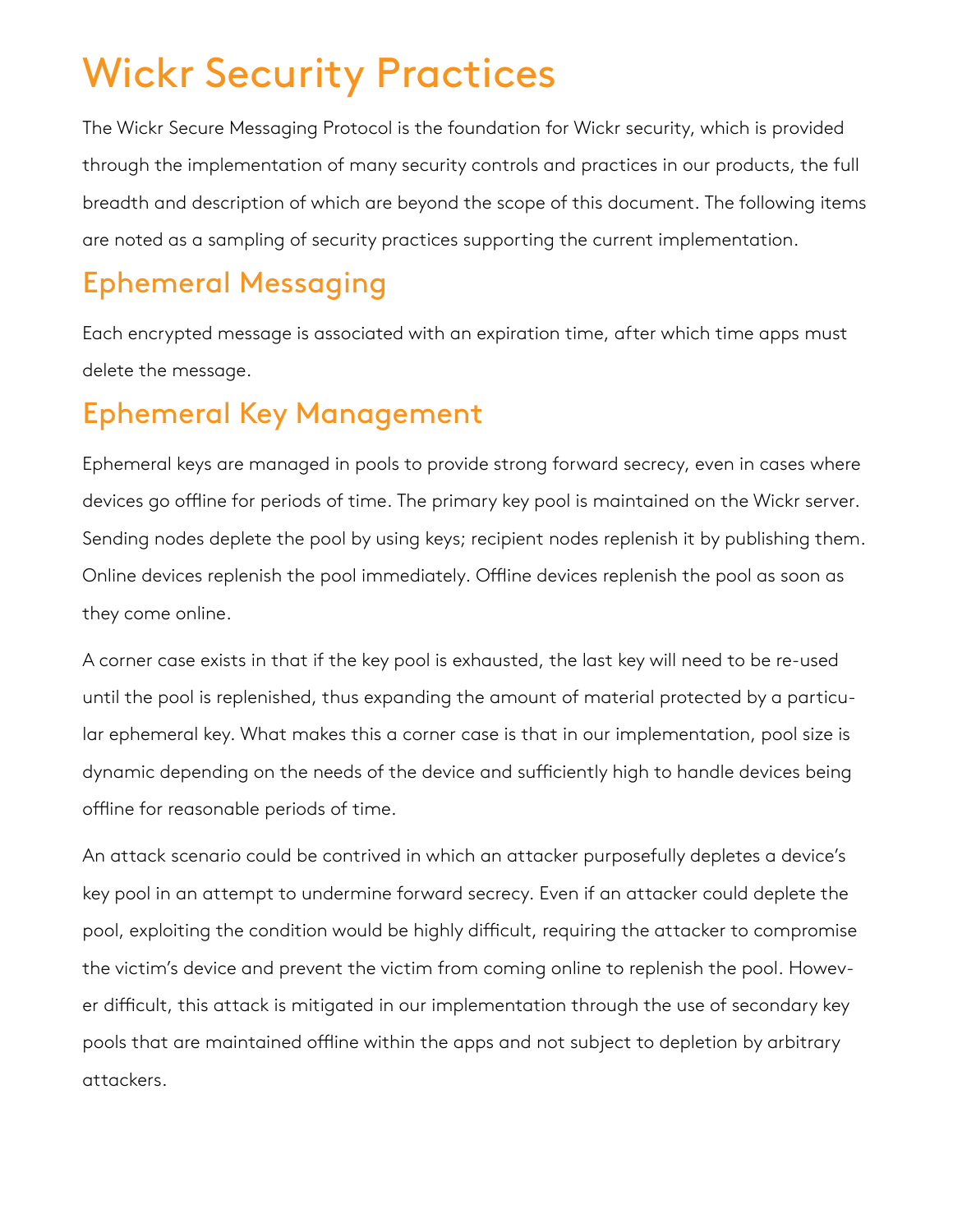# Wickr Security Practices

The Wickr Secure Messaging Protocol is the foundation for Wickr security, which is provided through the implementation of many security controls and practices in our products, the full breadth and description of which are beyond the scope of this document. The following items are noted as a sampling of security practices supporting the current implementation.

## Ephemeral Messaging

Each encrypted message is associated with an expiration time, after which time apps must delete the message.

## Ephemeral Key Management

Ephemeral keys are managed in pools to provide strong forward secrecy, even in cases where devices go offline for periods of time. The primary key pool is maintained on the Wickr server. Sending nodes deplete the pool by using keys; recipient nodes replenish it by publishing them. Online devices replenish the pool immediately. Offline devices replenish the pool as soon as they come online.

A corner case exists in that if the key pool is exhausted, the last key will need to be re-used until the pool is replenished, thus expanding the amount of material protected by a particular ephemeral key. What makes this a corner case is that in our implementation, pool size is dynamic depending on the needs of the device and sufficiently high to handle devices being offline for reasonable periods of time.

An attack scenario could be contrived in which an attacker purposefully depletes a device's key pool in an attempt to undermine forward secrecy. Even if an attacker could deplete the pool, exploiting the condition would be highly difficult, requiring the attacker to compromise the victim's device and prevent the victim from coming online to replenish the pool. However difficult, this attack is mitigated in our implementation through the use of secondary key pools that are maintained offline within the apps and not subject to depletion by arbitrary attackers.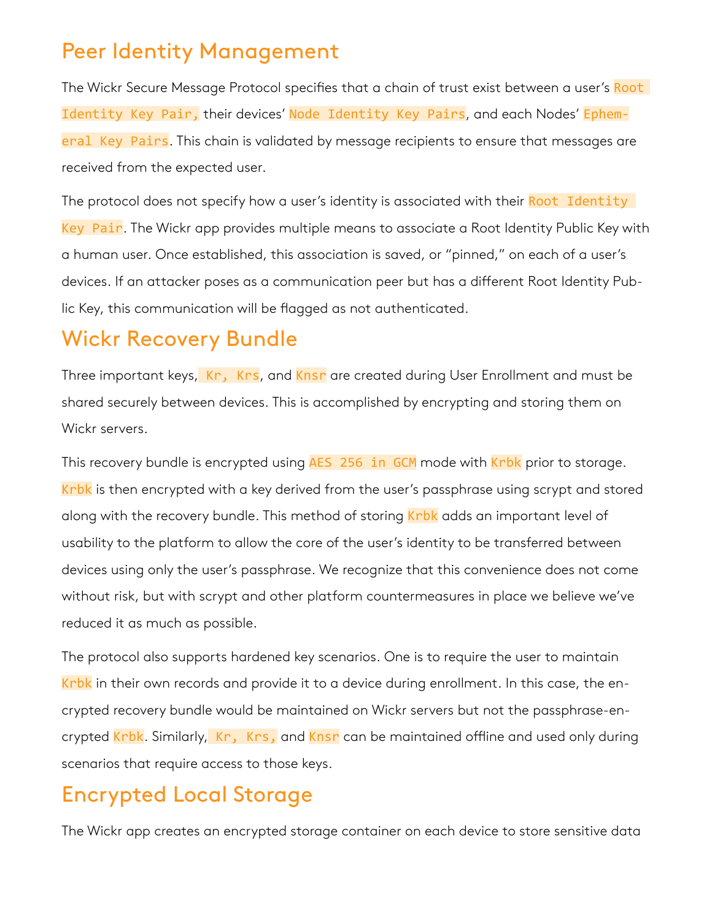## Peer Identity Management

The Wickr Secure Message Protocol specifies that a chain of trust exist between a user's `Root Identity Key Pair,` their devices' `Node Identity Key Pairs`, and each Nodes' `Ephemeral Key Pairs`. This chain is validated by message recipients to ensure that messages are received from the expected user.

The protocol does not specify how a user's identity is associated with their `Root Identity Key Pair`. The Wickr app provides multiple means to associate a Root Identity Public Key with a human user. Once established, this association is saved, or "pinned," on each of a user's devices. If an attacker poses as a communication peer but has a different Root Identity Public Key, this communication will be flagged as not authenticated.

## Wickr Recovery Bundle

Three important keys, `Kr, Krs`, and `Knsr` are created during User Enrollment and must be shared securely between devices. This is accomplished by encrypting and storing them on Wickr servers.

This recovery bundle is encrypted using `AES 256 in GCM` mode with `Krbk` prior to storage. `Krbk` is then encrypted with a key derived from the user's passphrase using scrypt and stored along with the recovery bundle. This method of storing `Krbk` adds an important level of usability to the platform to allow the core of the user's identity to be transferred between devices using only the user's passphrase. We recognize that this convenience does not come without risk, but with scrypt and other platform countermeasures in place we believe we've reduced it as much as possible.

The protocol also supports hardened key scenarios. One is to require the user to maintain `Krbk` in their own records and provide it to a device during enrollment. In this case, the encrypted recovery bundle would be maintained on Wickr servers but not the passphrase-encrypted `Krbk`. Similarly, `Kr, Krs,` and `Knsr` can be maintained offline and used only during scenarios that require access to those keys.

## Encrypted Local Storage

The Wickr app creates an encrypted storage container on each device to store sensitive data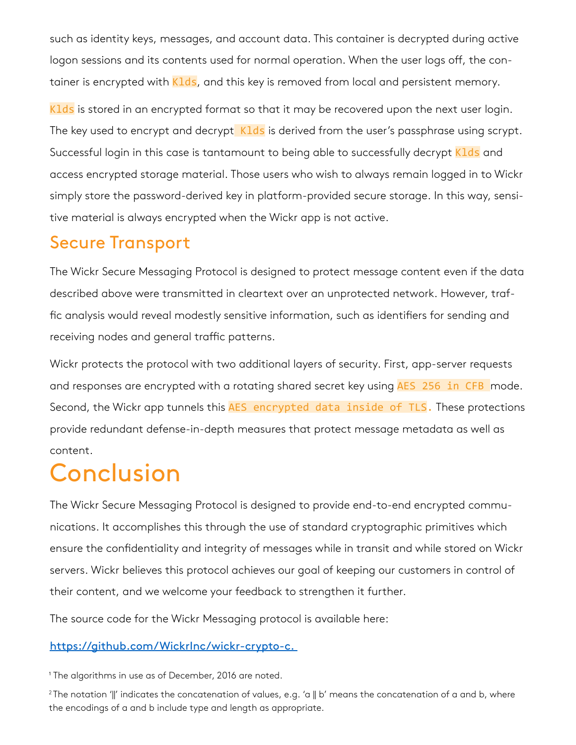such as identity keys, messages, and account data. This container is decrypted during active logon sessions and its contents used for normal operation. When the user logs off, the container is encrypted with `Klds`, and this key is removed from local and persistent memory.

`Klds` is stored in an encrypted format so that it may be recovered upon the next user login. The key used to encrypt and decrypt `Klds` is derived from the user's passphrase using scrypt. Successful login in this case is tantamount to being able to successfully decrypt `Klds` and access encrypted storage material. Those users who wish to always remain logged in to Wickr simply store the password-derived key in platform-provided secure storage. In this way, sensitive material is always encrypted when the Wickr app is not active.

## Secure Transport

The Wickr Secure Messaging Protocol is designed to protect message content even if the data described above were transmitted in cleartext over an unprotected network. However, traffic analysis would reveal modestly sensitive information, such as identifiers for sending and receiving nodes and general traffic patterns.

Wickr protects the protocol with two additional layers of security. First, app-server requests and responses are encrypted with a rotating shared secret key using `AES 256 in CFB` mode. Second, the Wickr app tunnels this `AES encrypted data inside of TLS.` These protections provide redundant defense-in-depth measures that protect message metadata as well as content.

# Conclusion

The Wickr Secure Messaging Protocol is designed to provide end-to-end encrypted communications. It accomplishes this through the use of standard cryptographic primitives which ensure the confidentiality and integrity of messages while in transit and while stored on Wickr servers. Wickr believes this protocol achieves our goal of keeping our customers in control of their content, and we welcome your feedback to strengthen it further.

The source code for the Wickr Messaging protocol is available here:

[https://github.com/WickrInc/wickr-crypto-c.](https://github.com/WickrInc/wickr-crypto-c)

[1] The algorithms in use as of December, 2016 are noted.

[2] The notation '||' indicates the concatenation of values, e.g. 'a || b' means the concatenation of a and b, where the encodings of a and b include type and length as appropriate.